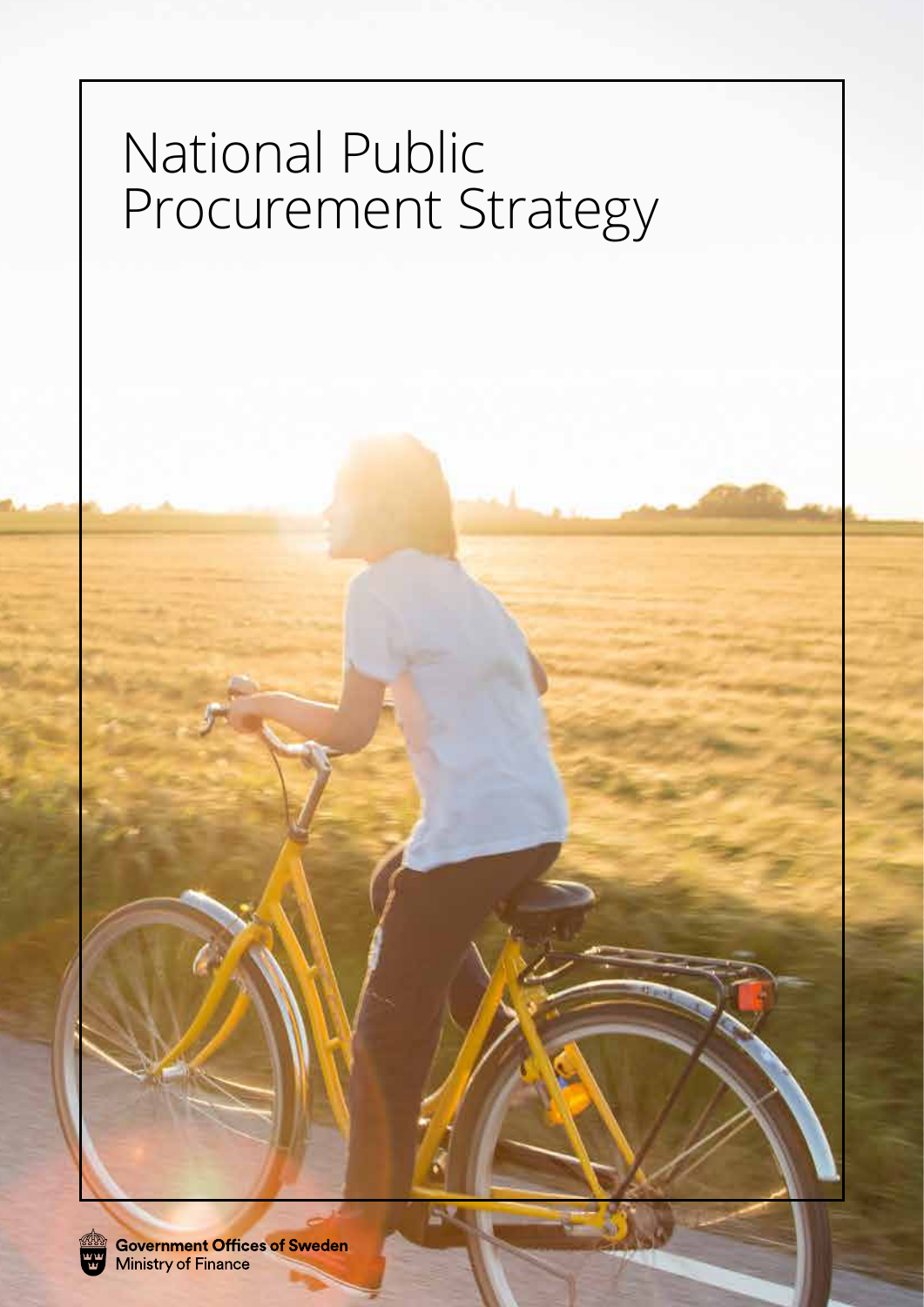# National Public Procurement Strategy

Government Offices of Sweden
Ministry of Finance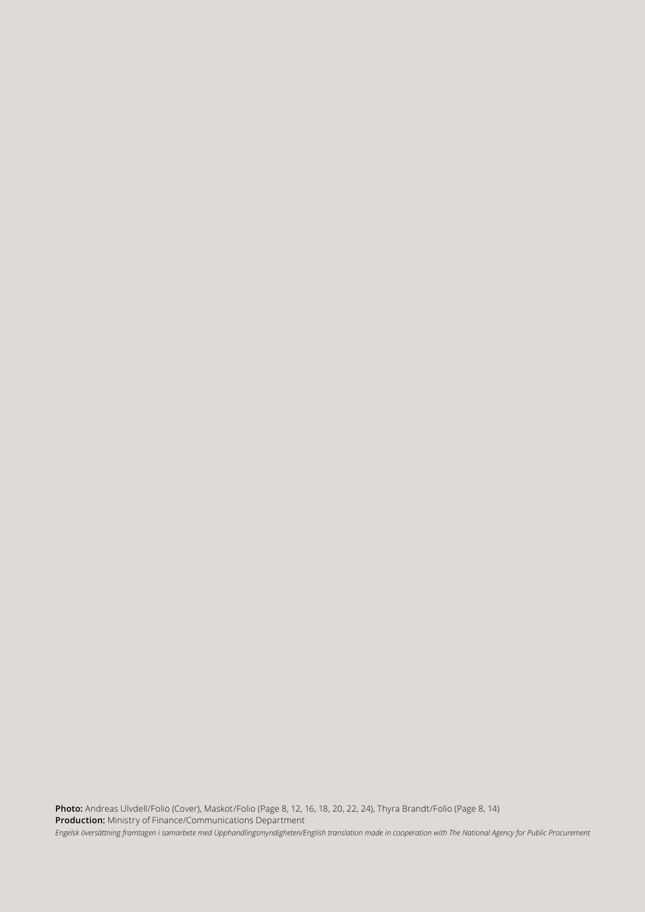**Photo:** Andreas Ulvdell/Folio (Cover), Maskot/Folio (Page 8, 12, 16, 18, 20, 22, 24), Thyra Brandt/Folio (Page 8, 14)
**Production:** Ministry of Finance/Communications Department
*Engelsk översättning framtagen i samarbete med Upphandlingsmyndigheten/English translation made in cooperation with The National Agency for Public Procurement*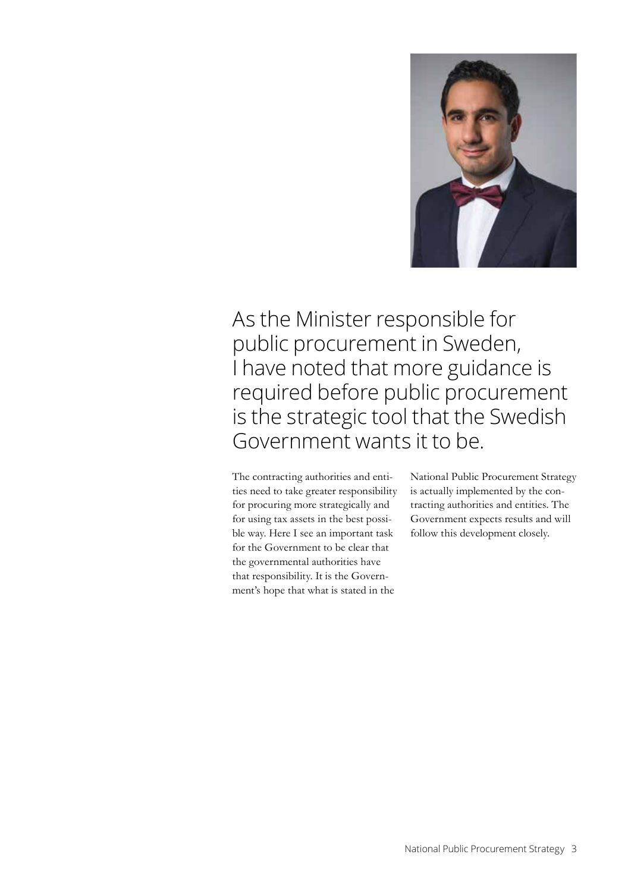As the Minister responsible for public procurement in Sweden, I have noted that more guidance is required before public procurement is the strategic tool that the Swedish Government wants it to be.

The contracting authorities and entities need to take greater responsibility for procuring more strategically and for using tax assets in the best possible way. Here I see an important task for the Government to be clear that the governmental authorities have that responsibility. It is the Government's hope that what is stated in the National Public Procurement Strategy is actually implemented by the contracting authorities and entities. The Government expects results and will follow this development closely.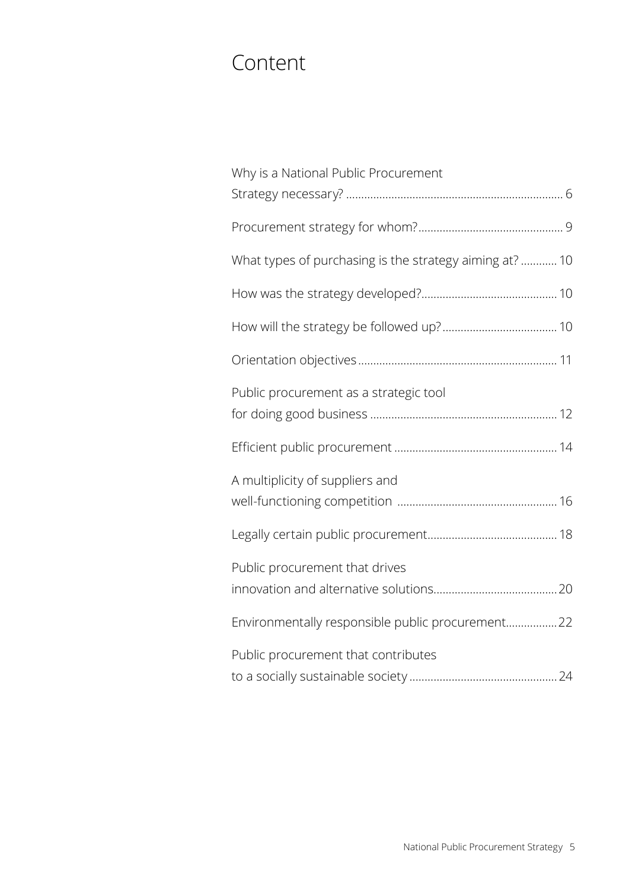# Content

Why is a National Public Procurement Strategy necessary? ........................................................................ 6

Procurement strategy for whom?................................................ 9

What types of purchasing is the strategy aiming at? ............ 10

How was the strategy developed?............................................. 10

How will the strategy be followed up?...................................... 10

Orientation objectives................................................................. 11

Public procurement as a strategic tool for doing good business ............................................................. 12

Efficient public procurement ..................................................... 14

A multiplicity of suppliers and well-functioning competition .................................................... 16

Legally certain public procurement........................................... 18

Public procurement that drives innovation and alternative solutions......................................... 20

Environmentally responsible public procurement................. 22

Public procurement that contributes to a socially sustainable society ................................................ 24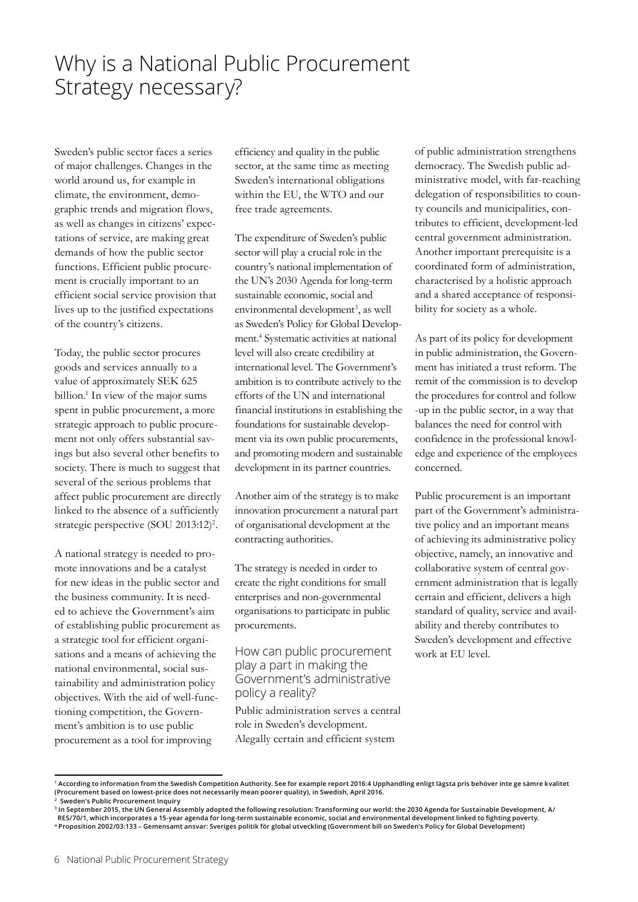# Why is a National Public Procurement Strategy necessary?

Sweden's public sector faces a series of major challenges. Changes in the world around us, for example in climate, the environment, demographic trends and migration flows, as well as changes in citizens' expectations of service, are making great demands of how the public sector functions. Efficient public procurement is crucially important to an efficient social service provision that lives up to the justified expectations of the country's citizens.

Today, the public sector procures goods and services annually to a value of approximately SEK 625 billion.[1] In view of the major sums spent in public procurement, a more strategic approach to public procurement not only offers substantial savings but also several other benefits to society. There is much to suggest that several of the serious problems that affect public procurement are directly linked to the absence of a sufficiently strategic perspective (SOU 2013:12)[2].

A national strategy is needed to promote innovations and be a catalyst for new ideas in the public sector and the business community. It is needed to achieve the Government's aim of establishing public procurement as a strategic tool for efficient organisations and a means of achieving the national environmental, social sustainability and administration policy objectives. With the aid of well-functioning competition, the Government's ambition is to use public procurement as a tool for improving efficiency and quality in the public sector, at the same time as meeting Sweden's international obligations within the EU, the WTO and our free trade agreements.

The expenditure of Sweden's public sector will play a crucial role in the country's national implementation of the UN's 2030 Agenda for long-term sustainable economic, social and environmental development[3], as well as Sweden's Policy for Global Development.[4] Systematic activities at national level will also create credibility at international level. The Government's ambition is to contribute actively to the efforts of the UN and international financial institutions in establishing the foundations for sustainable development via its own public procurements, and promoting modern and sustainable development in its partner countries.

Another aim of the strategy is to make innovation procurement a natural part of organisational development at the contracting authorities.

The strategy is needed in order to create the right conditions for small enterprises and non-governmental organisations to participate in public procurements.

## How can public procurement play a part in making the Government's administrative policy a reality?

Public administration serves a central role in Sweden's development. Alegally certain and efficient system of public administration strengthens democracy. The Swedish public administrative model, with far-reaching delegation of responsibilities to county councils and municipalities, contributes to efficient, development-led central government administration. Another important prerequisite is a coordinated form of administration, characterised by a holistic approach and a shared acceptance of responsibility for society as a whole.

As part of its policy for development in public administration, the Government has initiated a trust reform. The remit of the commission is to develop the procedures for control and follow-up in the public sector, in a way that balances the need for control with confidence in the professional knowledge and experience of the employees concerned.

Public procurement is an important part of the Government's administrative policy and an important means of achieving its administrative policy objective, namely, an innovative and collaborative system of central government administration that is legally certain and efficient, delivers a high standard of quality, service and availability and thereby contributes to Sweden's development and effective work at EU level.

---

[1] According to information from the Swedish Competition Authority. See for example report 2016:4 Upphandling enligt lägsta pris behöver inte ge sämre kvalitet (Procurement based on lowest-price does not necessarily mean poorer quality), in Swedish, April 2016.

[2] Sweden's Public Procurement Inquiry

[3] In September 2015, the UN General Assembly adopted the following resolution: Transforming our world: the 2030 Agenda for Sustainable Development, A/RES/70/1, which incorporates a 15-year agenda for long-term sustainable economic, social and environmental development linked to fighting poverty.

[4] Proposition 2002/03:133 – Gemensamt ansvar: Sveriges politik för global utveckling (Government bill on Sweden's Policy for Global Development)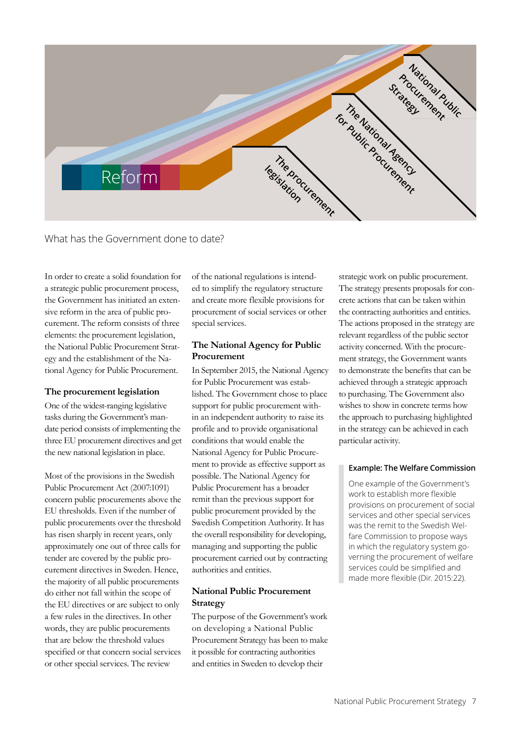Reform

The procurement legislation

The National Agency for Public Procurement

National Public Procurement Strategy

What has the Government done to date?

In order to create a solid foundation for a strategic public procurement process, the Government has initiated an extensive reform in the area of public procurement. The reform consists of three elements: the procurement legislation, the National Public Procurement Strategy and the establishment of the National Agency for Public Procurement.

### The procurement legislation

One of the widest-ranging legislative tasks during the Government's mandate period consists of implementing the three EU procurement directives and get the new national legislation in place.

Most of the provisions in the Swedish Public Procurement Act (2007:1091) concern public procurements above the EU thresholds. Even if the number of public procurements over the threshold has risen sharply in recent years, only approximately one out of three calls for tender are covered by the public procurement directives in Sweden. Hence, the majority of all public procurements do either not fall within the scope of the EU directives or are subject to only a few rules in the directives. In other words, they are public procurements that are below the threshold values specified or that concern social services or other special services. The review of the national regulations is intended to simplify the regulatory structure and create more flexible provisions for procurement of social services or other special services.

### The National Agency for Public Procurement

In September 2015, the National Agency for Public Procurement was established. The Government chose to place support for public procurement within an independent authority to raise its profile and to provide organisational conditions that would enable the National Agency for Public Procurement to provide as effective support as possible. The National Agency for Public Procurement has a broader remit than the previous support for public procurement provided by the Swedish Competition Authority. It has the overall responsibility for developing, managing and supporting the public procurement carried out by contracting authorities and entities.

### National Public Procurement Strategy

The purpose of the Government's work on developing a National Public Procurement Strategy has been to make it possible for contracting authorities and entities in Sweden to develop their strategic work on public procurement. The strategy presents proposals for concrete actions that can be taken within the contracting authorities and entities. The actions proposed in the strategy are relevant regardless of the public sector activity concerned. With the procurement strategy, the Government wants to demonstrate the benefits that can be achieved through a strategic approach to purchasing. The Government also wishes to show in concrete terms how the approach to purchasing highlighted in the strategy can be achieved in each particular activity.

> **Example: The Welfare Commission**
>
> One example of the Government's work to establish more flexible provisions on procurement of social services and other special services was the remit to the Swedish Welfare Commission to propose ways in which the regulatory system governing the procurement of welfare services could be simplified and made more flexible (Dir. 2015:22).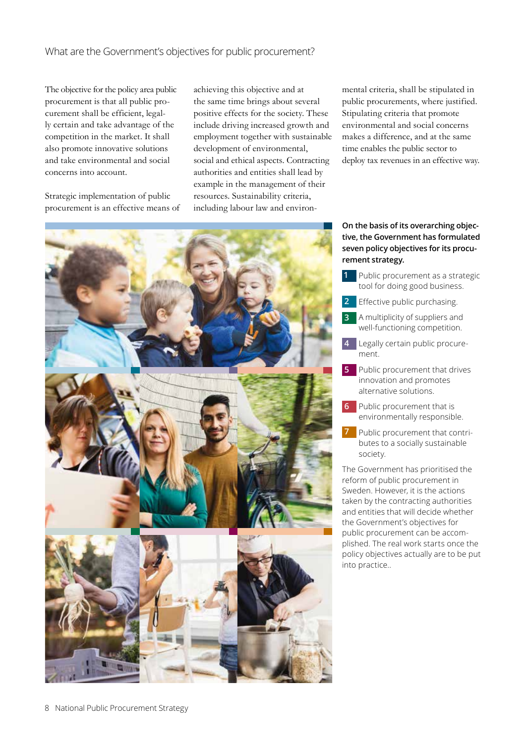## What are the Government's objectives for public procurement?

The objective for the policy area public procurement is that all public procurement shall be efficient, legally certain and take advantage of the competition in the market. It shall also promote innovative solutions and take environmental and social concerns into account.

Strategic implementation of public procurement is an effective means of achieving this objective and at the same time brings about several positive effects for the society. These include driving increased growth and employment together with sustainable development of environmental, social and ethical aspects. Contracting authorities and entities shall lead by example in the management of their resources. Sustainability criteria, including labour law and environmental criteria, shall be stipulated in public procurements, where justified. Stipulating criteria that promote environmental and social concerns makes a difference, and at the same time enables the public sector to deploy tax revenues in an effective way.

**On the basis of its overarching objective, the Government has formulated seven policy objectives for its procurement strategy.**

1. Public procurement as a strategic tool for doing good business.
2. Effective public purchasing.
3. A multiplicity of suppliers and well-functioning competition.
4. Legally certain public procurement.
5. Public procurement that drives innovation and promotes alternative solutions.
6. Public procurement that is environmentally responsible.
7. Public procurement that contributes to a socially sustainable society.

The Government has prioritised the reform of public procurement in Sweden. However, it is the actions taken by the contracting authorities and entities that will decide whether the Government's objectives for public procurement can be accomplished. The real work starts once the policy objectives actually are to be put into practice..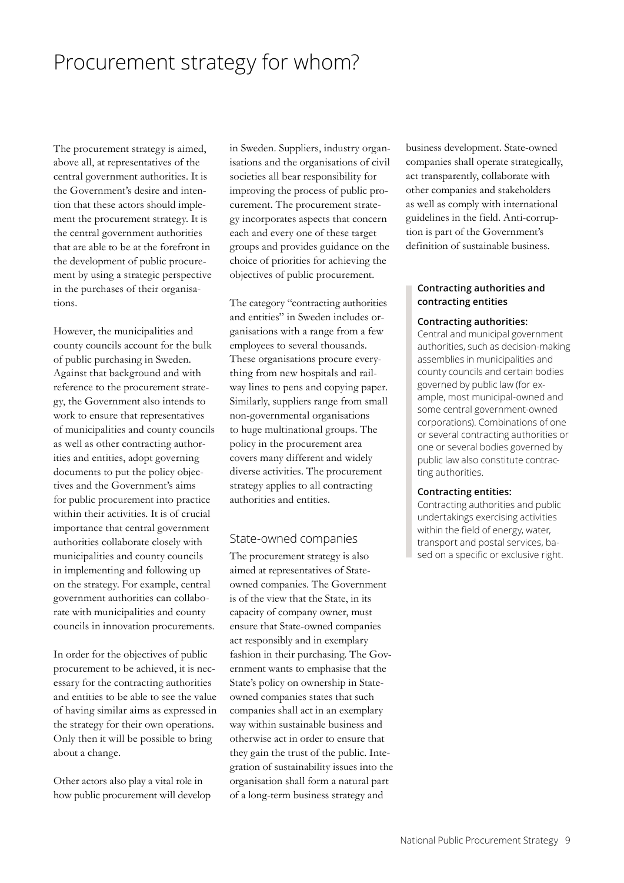# Procurement strategy for whom?

The procurement strategy is aimed, above all, at representatives of the central government authorities. It is the Government's desire and intention that these actors should implement the procurement strategy. It is the central government authorities that are able to be at the forefront in the development of public procurement by using a strategic perspective in the purchases of their organisations.

However, the municipalities and county councils account for the bulk of public purchasing in Sweden. Against that background and with reference to the procurement strategy, the Government also intends to work to ensure that representatives of municipalities and county councils as well as other contracting authorities and entities, adopt governing documents to put the policy objectives and the Government's aims for public procurement into practice within their activities. It is of crucial importance that central government authorities collaborate closely with municipalities and county councils in implementing and following up on the strategy. For example, central government authorities can collaborate with municipalities and county councils in innovation procurements.

In order for the objectives of public procurement to be achieved, it is necessary for the contracting authorities and entities to be able to see the value of having similar aims as expressed in the strategy for their own operations. Only then it will be possible to bring about a change.

Other actors also play a vital role in how public procurement will develop in Sweden. Suppliers, industry organisations and the organisations of civil societies all bear responsibility for improving the process of public procurement. The procurement strategy incorporates aspects that concern each and every one of these target groups and provides guidance on the choice of priorities for achieving the objectives of public procurement.

The category "contracting authorities and entities" in Sweden includes organisations with a range from a few employees to several thousands. These organisations procure everything from new hospitals and railway lines to pens and copying paper. Similarly, suppliers range from small non-governmental organisations to huge multinational groups. The policy in the procurement area covers many different and widely diverse activities. The procurement strategy applies to all contracting authorities and entities.

## State-owned companies

The procurement strategy is also aimed at representatives of State-owned companies. The Government is of the view that the State, in its capacity of company owner, must ensure that State-owned companies act responsibly and in exemplary fashion in their purchasing. The Government wants to emphasise that the State's policy on ownership in State-owned companies states that such companies shall act in an exemplary way within sustainable business and otherwise act in order to ensure that they gain the trust of the public. Integration of sustainability issues into the organisation shall form a natural part of a long-term business strategy and business development. State-owned companies shall operate strategically, act transparently, collaborate with other companies and stakeholders as well as comply with international guidelines in the field. Anti-corruption is part of the Government's definition of sustainable business.

**Contracting authorities and contracting entities**

**Contracting authorities:**
Central and municipal government authorities, such as decision-making assemblies in municipalities and county councils and certain bodies governed by public law (for example, most municipal-owned and some central government-owned corporations). Combinations of one or several contracting authorities or one or several bodies governed by public law also constitute contracting authorities.

**Contracting entities:**
Contracting authorities and public undertakings exercising activities within the field of energy, water, transport and postal services, based on a specific or exclusive right.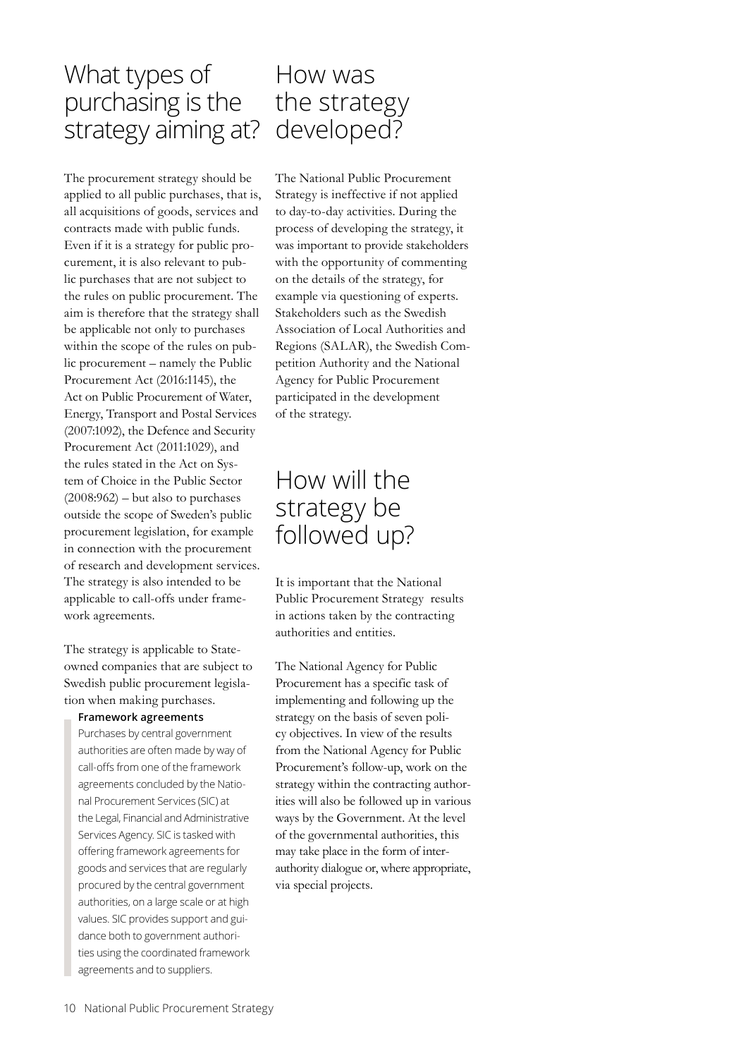# What types of purchasing is the strategy aiming at?

The procurement strategy should be applied to all public purchases, that is, all acquisitions of goods, services and contracts made with public funds. Even if it is a strategy for public procurement, it is also relevant to public purchases that are not subject to the rules on public procurement. The aim is therefore that the strategy shall be applicable not only to purchases within the scope of the rules on public procurement – namely the Public Procurement Act (2016:1145), the Act on Public Procurement of Water, Energy, Transport and Postal Services (2007:1092), the Defence and Security Procurement Act (2011:1029), and the rules stated in the Act on System of Choice in the Public Sector (2008:962) – but also to purchases outside the scope of Sweden's public procurement legislation, for example in connection with the procurement of research and development services. The strategy is also intended to be applicable to call-offs under framework agreements.

The strategy is applicable to State-owned companies that are subject to Swedish public procurement legislation when making purchases.

**Framework agreements**

Purchases by central government authorities are often made by way of call-offs from one of the framework agreements concluded by the National Procurement Services (SIC) at the Legal, Financial and Administrative Services Agency. SIC is tasked with offering framework agreements for goods and services that are regularly procured by the central government authorities, on a large scale or at high values. SIC provides support and guidance both to government authorities using the coordinated framework agreements and to suppliers.

# How was the strategy developed?

The National Public Procurement Strategy is ineffective if not applied to day-to-day activities. During the process of developing the strategy, it was important to provide stakeholders with the opportunity of commenting on the details of the strategy, for example via questioning of experts. Stakeholders such as the Swedish Association of Local Authorities and Regions (SALAR), the Swedish Competition Authority and the National Agency for Public Procurement participated in the development of the strategy.

# How will the strategy be followed up?

It is important that the National Public Procurement Strategy results in actions taken by the contracting authorities and entities.

The National Agency for Public Procurement has a specific task of implementing and following up the strategy on the basis of seven policy objectives. In view of the results from the National Agency for Public Procurement's follow-up, work on the strategy within the contracting authorities will also be followed up in various ways by the Government. At the level of the governmental authorities, this may take place in the form of inter-authority dialogue or, where appropriate, via special projects.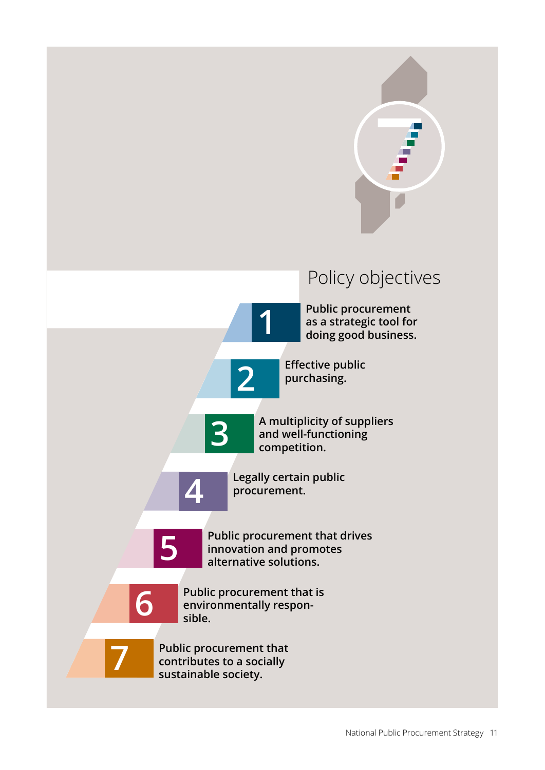# Policy objectives

1. **Public procurement as a strategic tool for doing good business.**
2. **Effective public purchasing.**
3. **A multiplicity of suppliers and well-functioning competition.**
4. **Legally certain public procurement.**
5. **Public procurement that drives innovation and promotes alternative solutions.**
6. **Public procurement that is environmentally responsible.**
7. **Public procurement that contributes to a socially sustainable society.**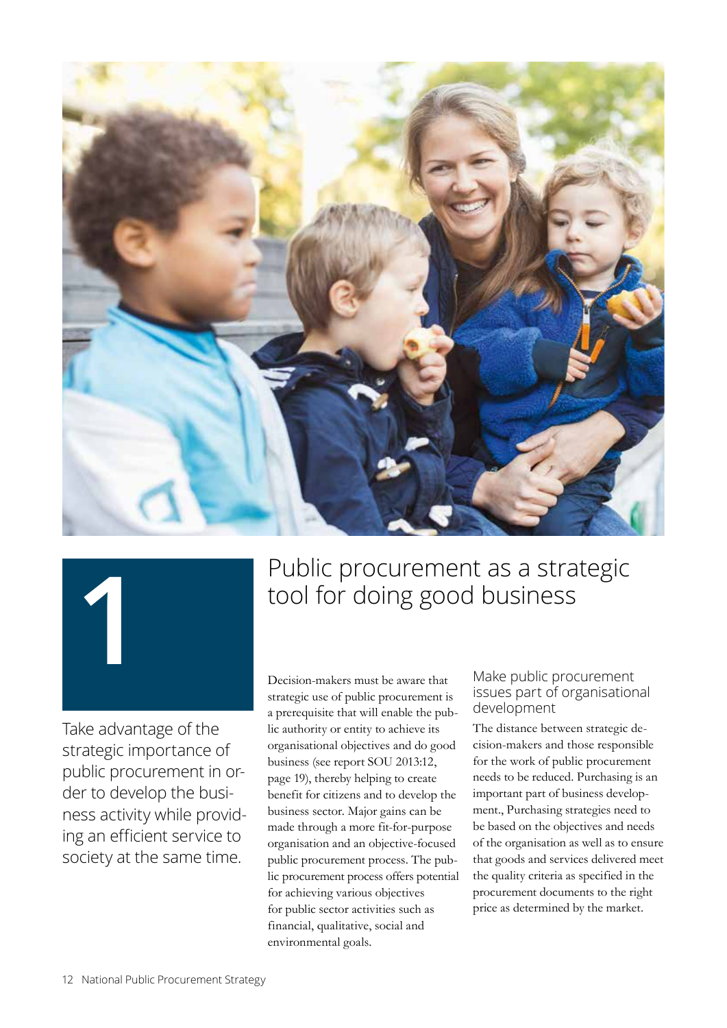# 1

# Public procurement as a strategic tool for doing good business

Take advantage of the strategic importance of public procurement in order to develop the business activity while providing an efficient service to society at the same time.

Decision-makers must be aware that strategic use of public procurement is a prerequisite that will enable the public authority or entity to achieve its organisational objectives and do good business (see report SOU 2013:12, page 19), thereby helping to create benefit for citizens and to develop the business sector. Major gains can be made through a more fit-for-purpose organisation and an objective-focused public procurement process. The public procurement process offers potential for achieving various objectives for public sector activities such as financial, qualitative, social and environmental goals.

## Make public procurement issues part of organisational development

The distance between strategic decision-makers and those responsible for the work of public procurement needs to be reduced. Purchasing is an important part of business development., Purchasing strategies need to be based on the objectives and needs of the organisation as well as to ensure that goods and services delivered meet the quality criteria as specified in the procurement documents to the right price as determined by the market.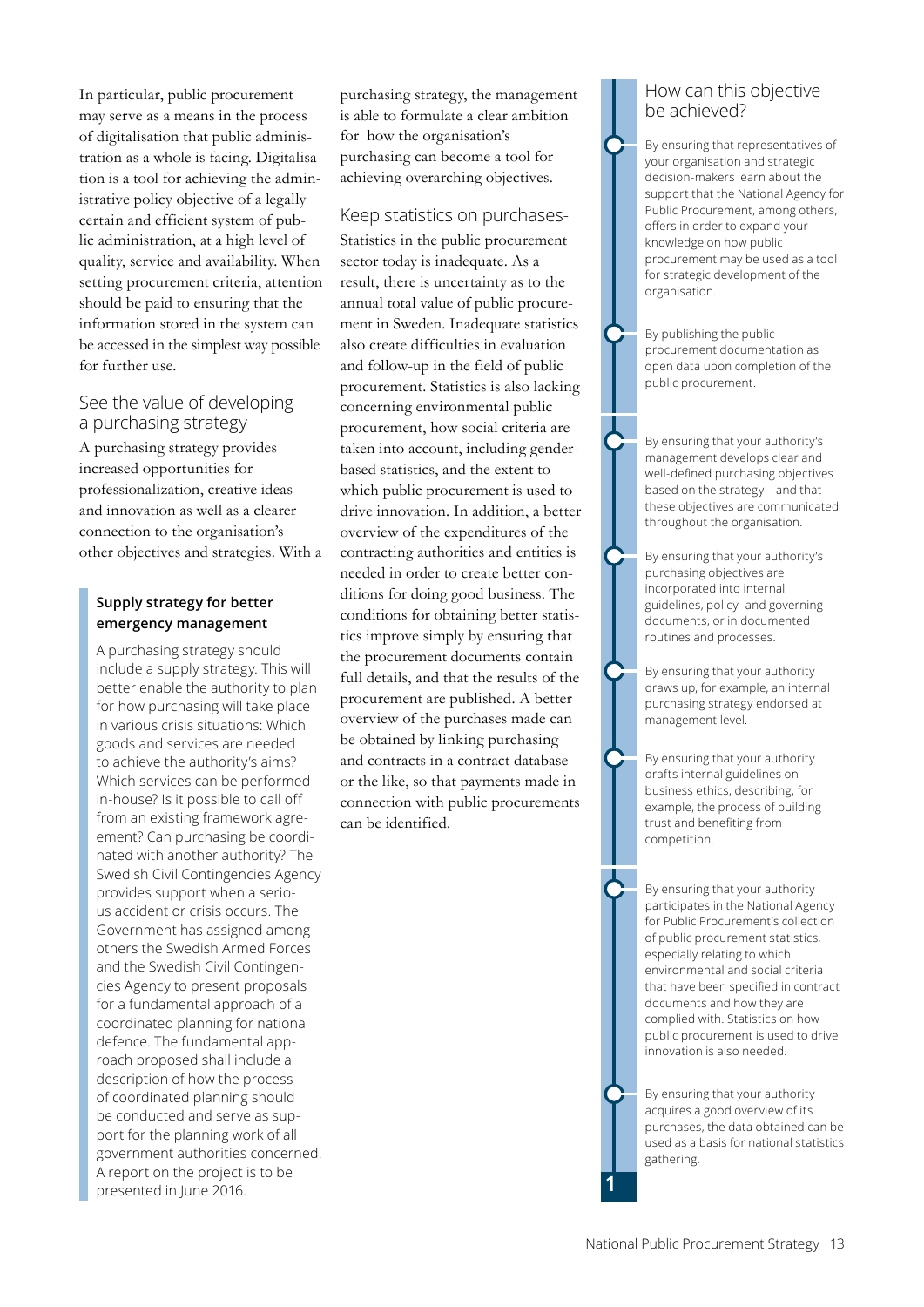In particular, public procurement may serve as a means in the process of digitalisation that public administration as a whole is facing. Digitalisation is a tool for achieving the administrative policy objective of a legally certain and efficient system of public administration, at a high level of quality, service and availability. When setting procurement criteria, attention should be paid to ensuring that the information stored in the system can be accessed in the simplest way possible for further use.

## See the value of developing a purchasing strategy

A purchasing strategy provides increased opportunities for professionalization, creative ideas and innovation as well as a clearer connection to the organisation's other objectives and strategies. With a purchasing strategy, the management is able to formulate a clear ambition for how the organisation's purchasing can become a tool for achieving overarching objectives.

> **Supply strategy for better emergency management**
>
> A purchasing strategy should include a supply strategy. This will better enable the authority to plan for how purchasing will take place in various crisis situations: Which goods and services are needed to achieve the authority's aims? Which services can be performed in-house? Is it possible to call off from an existing framework agreement? Can purchasing be coordinated with another authority? The Swedish Civil Contingencies Agency provides support when a serious accident or crisis occurs. The Government has assigned among others the Swedish Armed Forces and the Swedish Civil Contingencies Agency to present proposals for a fundamental approach of a coordinated planning for national defence. The fundamental approach proposed shall include a description of how the process of coordinated planning should be conducted and serve as support for the planning work of all government authorities concerned. A report on the project is to be presented in June 2016.

## Keep statistics on purchases-

Statistics in the public procurement sector today is inadequate. As a result, there is uncertainty as to the annual total value of public procurement in Sweden. Inadequate statistics also create difficulties in evaluation and follow-up in the field of public procurement. Statistics is also lacking concerning environmental public procurement, how social criteria are taken into account, including gender-based statistics, and the extent to which public procurement is used to drive innovation. In addition, a better overview of the expenditures of the contracting authorities and entities is needed in order to create better conditions for doing good business. The conditions for obtaining better statistics improve simply by ensuring that the procurement documents contain full details, and that the results of the procurement are published. A better overview of the purchases made can be obtained by linking purchasing and contracts in a contract database or the like, so that payments made in connection with public procurements can be identified.

## How can this objective be achieved?

- By ensuring that representatives of your organisation and strategic decision-makers learn about the support that the National Agency for Public Procurement, among others, offers in order to expand your knowledge on how public procurement may be used as a tool for strategic development of the organisation.
- By publishing the public procurement documentation as open data upon completion of the public procurement.
- By ensuring that your authority's management develops clear and well-defined purchasing objectives based on the strategy – and that these objectives are communicated throughout the organisation.
- By ensuring that your authority's purchasing objectives are incorporated into internal guidelines, policy- and governing documents, or in documented routines and processes.
- By ensuring that your authority draws up, for example, an internal purchasing strategy endorsed at management level.
- By ensuring that your authority drafts internal guidelines on business ethics, describing, for example, the process of building trust and benefiting from competition.
- By ensuring that your authority participates in the National Agency for Public Procurement's collection of public procurement statistics, especially relating to which environmental and social criteria that have been specified in contract documents and how they are complied with. Statistics on how public procurement is used to drive innovation is also needed.
- By ensuring that your authority acquires a good overview of its purchases, the data obtained can be used as a basis for national statistics gathering.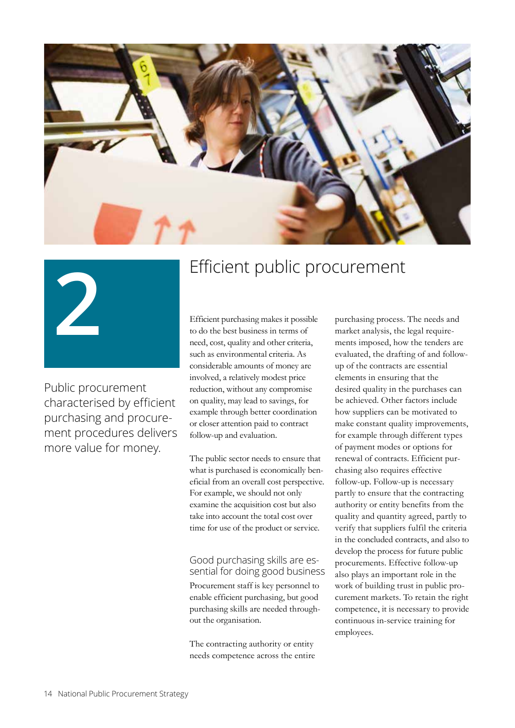# 2

# Efficient public procurement

Public procurement characterised by efficient purchasing and procurement procedures delivers more value for money.

Efficient purchasing makes it possible to do the best business in terms of need, cost, quality and other criteria, such as environmental criteria. As considerable amounts of money are involved, a relatively modest price reduction, without any compromise on quality, may lead to savings, for example through better coordination or closer attention paid to contract follow-up and evaluation.

The public sector needs to ensure that what is purchased is economically beneficial from an overall cost perspective. For example, we should not only examine the acquisition cost but also take into account the total cost over time for use of the product or service.

## Good purchasing skills are essential for doing good business

Procurement staff is key personnel to enable efficient purchasing, but good purchasing skills are needed throughout the organisation.

The contracting authority or entity needs competence across the entire purchasing process. The needs and market analysis, the legal requirements imposed, how the tenders are evaluated, the drafting of and follow-up of the contracts are essential elements in ensuring that the desired quality in the purchases can be achieved. Other factors include how suppliers can be motivated to make constant quality improvements, for example through different types of payment modes or options for renewal of contracts. Efficient purchasing also requires effective follow-up. Follow-up is necessary partly to ensure that the contracting authority or entity benefits from the quality and quantity agreed, partly to verify that suppliers fulfil the criteria in the concluded contracts, and also to develop the process for future public procurements. Effective follow-up also plays an important role in the work of building trust in public procurement markets. To retain the right competence, it is necessary to provide continuous in-service training for employees.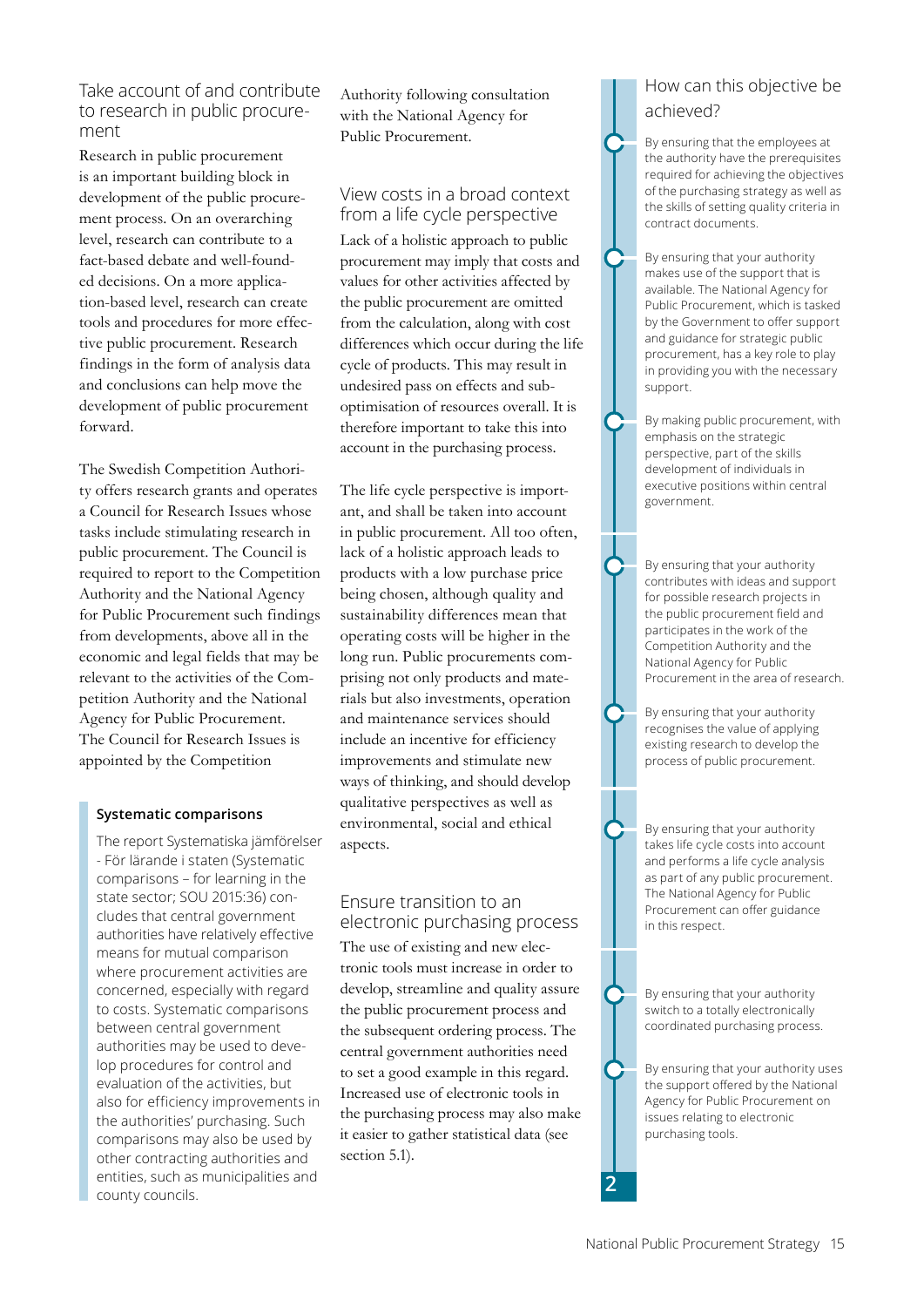## Take account of and contribute to research in public procurement

Research in public procurement is an important building block in development of the public procurement process. On an overarching level, research can contribute to a fact-based debate and well-founded decisions. On a more application-based level, research can create tools and procedures for more effective public procurement. Research findings in the form of analysis data and conclusions can help move the development of public procurement forward.

The Swedish Competition Authority offers research grants and operates a Council for Research Issues whose tasks include stimulating research in public procurement. The Council is required to report to the Competition Authority and the National Agency for Public Procurement such findings from developments, above all in the economic and legal fields that may be relevant to the activities of the Competition Authority and the National Agency for Public Procurement. The Council for Research Issues is appointed by the Competition Authority following consultation with the National Agency for Public Procurement.

> **Systematic comparisons**
>
> The report Systematiska jämförelser - För lärande i staten (Systematic comparisons – for learning in the state sector; SOU 2015:36) concludes that central government authorities have relatively effective means for mutual comparison where procurement activities are concerned, especially with regard to costs. Systematic comparisons between central government authorities may be used to develop procedures for control and evaluation of the activities, but also for efficiency improvements in the authorities' purchasing. Such comparisons may also be used by other contracting authorities and entities, such as municipalities and county councils.

## View costs in a broad context from a life cycle perspective

Lack of a holistic approach to public procurement may imply that costs and values for other activities affected by the public procurement are omitted from the calculation, along with cost differences which occur during the life cycle of products. This may result in undesired pass on effects and sub-optimisation of resources overall. It is therefore important to take this into account in the purchasing process.

The life cycle perspective is important, and shall be taken into account in public procurement. All too often, lack of a holistic approach leads to products with a low purchase price being chosen, although quality and sustainability differences mean that operating costs will be higher in the long run. Public procurements comprising not only products and materials but also investments, operation and maintenance services should include an incentive for efficiency improvements and stimulate new ways of thinking, and should develop qualitative perspectives as well as environmental, social and ethical aspects.

## Ensure transition to an electronic purchasing process

The use of existing and new electronic tools must increase in order to develop, streamline and quality assure the public procurement process and the subsequent ordering process. The central government authorities need to set a good example in this regard. Increased use of electronic tools in the purchasing process may also make it easier to gather statistical data (see section 5.1).

## How can this objective be achieved?

- By ensuring that the employees at the authority have the prerequisites required for achieving the objectives of the purchasing strategy as well as the skills of setting quality criteria in contract documents.
- By ensuring that your authority makes use of the support that is available. The National Agency for Public Procurement, which is tasked by the Government to offer support and guidance for strategic public procurement, has a key role to play in providing you with the necessary support.
- By making public procurement, with emphasis on the strategic perspective, part of the skills development of individuals in executive positions within central government.
- By ensuring that your authority contributes with ideas and support for possible research projects in the public procurement field and participates in the work of the Competition Authority and the National Agency for Public Procurement in the area of research.
- By ensuring that your authority recognises the value of applying existing research to develop the process of public procurement.
- By ensuring that your authority takes life cycle costs into account and performs a life cycle analysis as part of any public procurement. The National Agency for Public Procurement can offer guidance in this respect.
- By ensuring that your authority switch to a totally electronically coordinated purchasing process.
- By ensuring that your authority uses the support offered by the National Agency for Public Procurement on issues relating to electronic purchasing tools.

2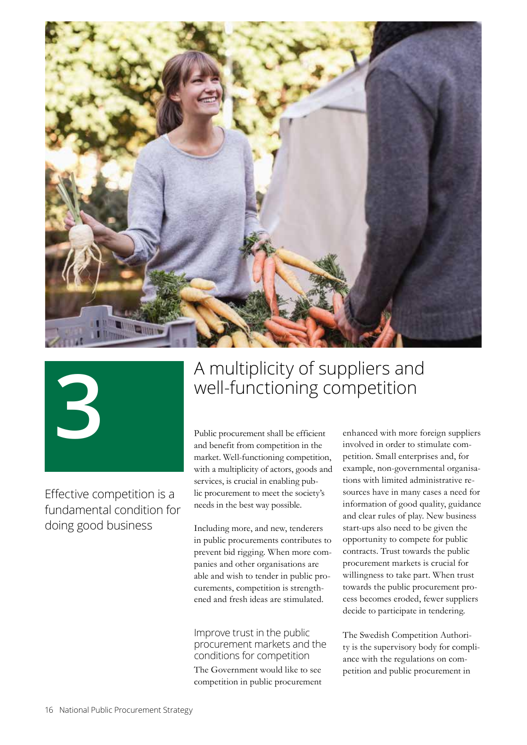# 3 A multiplicity of suppliers and well-functioning competition

Effective competition is a fundamental condition for doing good business

Public procurement shall be efficient and benefit from competition in the market. Well-functioning competition, with a multiplicity of actors, goods and services, is crucial in enabling public procurement to meet the society's needs in the best way possible.

Including more, and new, tenderers in public procurements contributes to prevent bid rigging. When more companies and other organisations are able and wish to tender in public procurements, competition is strengthened and fresh ideas are stimulated.

## Improve trust in the public procurement markets and the conditions for competition

The Government would like to see competition in public procurement enhanced with more foreign suppliers involved in order to stimulate competition. Small enterprises and, for example, non-governmental organisations with limited administrative resources have in many cases a need for information of good quality, guidance and clear rules of play. New business start-ups also need to be given the opportunity to compete for public contracts. Trust towards the public procurement markets is crucial for willingness to take part. When trust towards the public procurement process becomes eroded, fewer suppliers decide to participate in tendering.

The Swedish Competition Authority is the supervisory body for compliance with the regulations on competition and public procurement in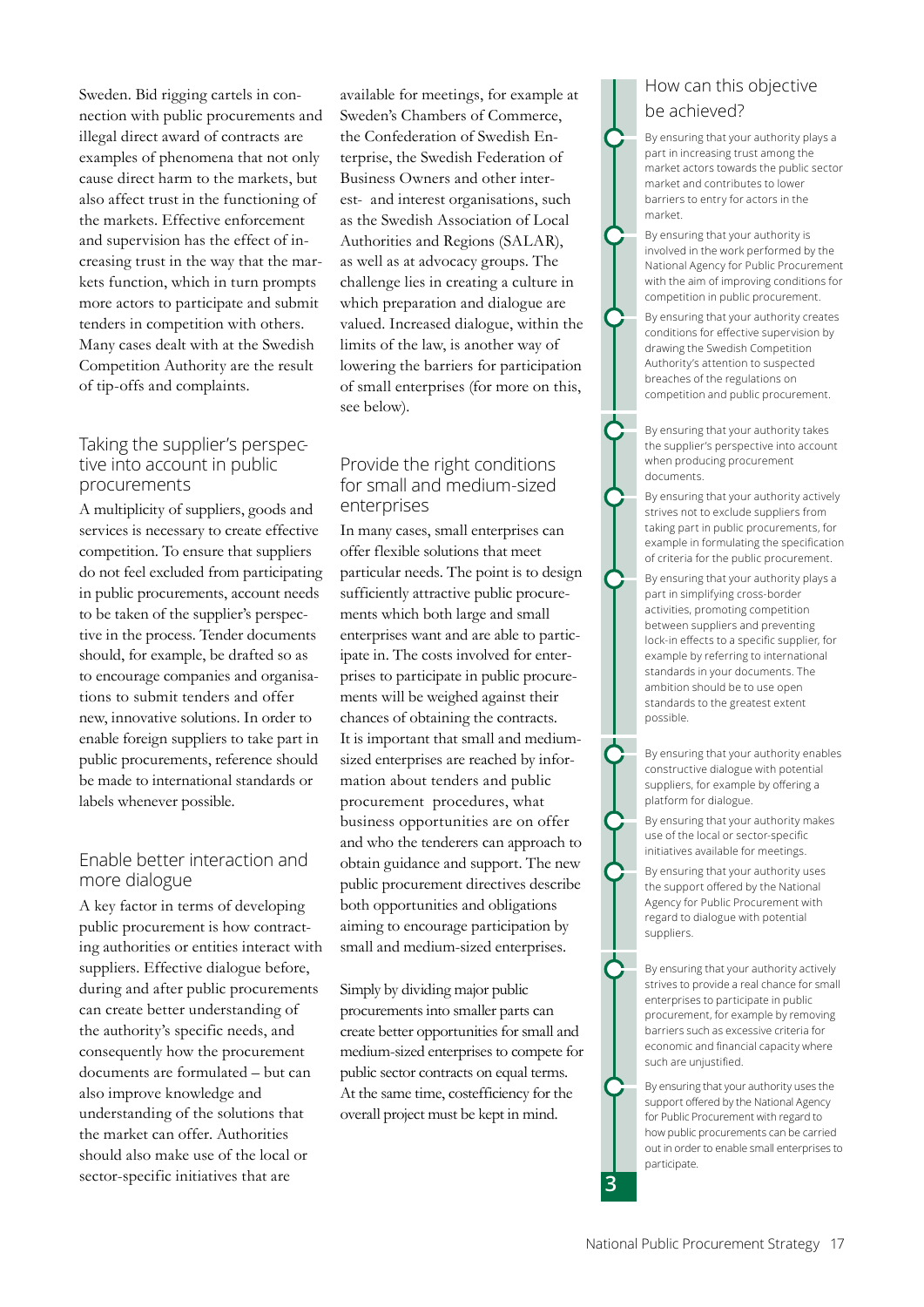Sweden. Bid rigging cartels in connection with public procurements and illegal direct award of contracts are examples of phenomena that not only cause direct harm to the markets, but also affect trust in the functioning of the markets. Effective enforcement and supervision has the effect of increasing trust in the way that the markets function, which in turn prompts more actors to participate and submit tenders in competition with others. Many cases dealt with at the Swedish Competition Authority are the result of tip-offs and complaints.

## Taking the supplier's perspective into account in public procurements

A multiplicity of suppliers, goods and services is necessary to create effective competition. To ensure that suppliers do not feel excluded from participating in public procurements, account needs to be taken of the supplier's perspective in the process. Tender documents should, for example, be drafted so as to encourage companies and organisations to submit tenders and offer new, innovative solutions. In order to enable foreign suppliers to take part in public procurements, reference should be made to international standards or labels whenever possible.

## Enable better interaction and more dialogue

A key factor in terms of developing public procurement is how contracting authorities or entities interact with suppliers. Effective dialogue before, during and after public procurements can create better understanding of the authority's specific needs, and consequently how the procurement documents are formulated – but can also improve knowledge and understanding of the solutions that the market can offer. Authorities should also make use of the local or sector-specific initiatives that are available for meetings, for example at Sweden's Chambers of Commerce, the Confederation of Swedish Enterprise, the Swedish Federation of Business Owners and other interest- and interest organisations, such as the Swedish Association of Local Authorities and Regions (SALAR), as well as at advocacy groups. The challenge lies in creating a culture in which preparation and dialogue are valued. Increased dialogue, within the limits of the law, is another way of lowering the barriers for participation of small enterprises (for more on this, see below).

## Provide the right conditions for small and medium-sized enterprises

In many cases, small enterprises can offer flexible solutions that meet particular needs. The point is to design sufficiently attractive public procurements which both large and small enterprises want and are able to participate in. The costs involved for enterprises to participate in public procurements will be weighed against their chances of obtaining the contracts. It is important that small and medium-sized enterprises are reached by information about tenders and public procurement procedures, what business opportunities are on offer and who the tenderers can approach to obtain guidance and support. The new public procurement directives describe both opportunities and obligations aiming to encourage participation by small and medium-sized enterprises.

Simply by dividing major public procurements into smaller parts can create better opportunities for small and medium-sized enterprises to compete for public sector contracts on equal terms. At the same time, costefficiency for the overall project must be kept in mind.

## How can this objective be achieved?

- By ensuring that your authority plays a part in increasing trust among the market actors towards the public sector market and contributes to lower barriers to entry for actors in the market.
- By ensuring that your authority is involved in the work performed by the National Agency for Public Procurement with the aim of improving conditions for competition in public procurement.
- By ensuring that your authority creates conditions for effective supervision by drawing the Swedish Competition Authority's attention to suspected breaches of the regulations on competition and public procurement.
- By ensuring that your authority takes the supplier's perspective into account when producing procurement documents.
- By ensuring that your authority actively strives not to exclude suppliers from taking part in public procurements, for example in formulating the specification of criteria for the public procurement.
- By ensuring that your authority plays a part in simplifying cross-border activities, promoting competition between suppliers and preventing lock-in effects to a specific supplier, for example by referring to international standards in your documents. The ambition should be to use open standards to the greatest extent possible.
- By ensuring that your authority enables constructive dialogue with potential suppliers, for example by offering a platform for dialogue.
- By ensuring that your authority makes use of the local or sector-specific initiatives available for meetings.
- By ensuring that your authority uses the support offered by the National Agency for Public Procurement with regard to dialogue with potential suppliers.
- By ensuring that your authority actively strives to provide a real chance for small enterprises to participate in public procurement, for example by removing barriers such as excessive criteria for economic and financial capacity where such are unjustified.
- By ensuring that your authority uses the support offered by the National Agency for Public Procurement with regard to how public procurements can be carried out in order to enable small enterprises to participate.

3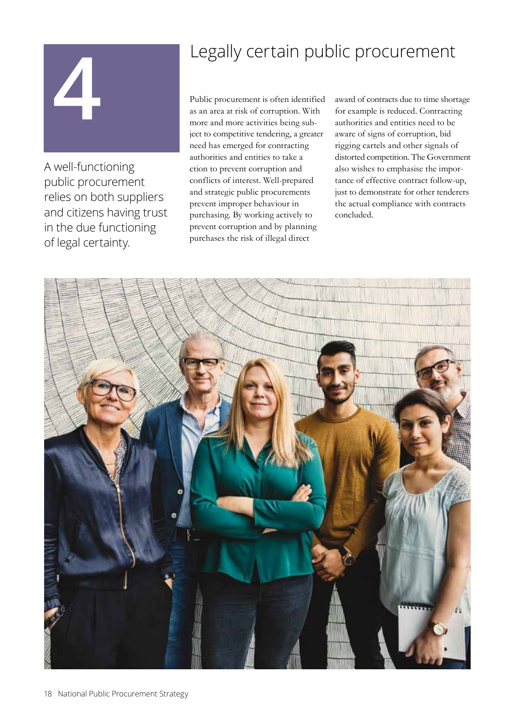# 4 Legally certain public procurement

A well-functioning public procurement relies on both suppliers and citizens having trust in the due functioning of legal certainty.

Public procurement is often identified as an area at risk of corruption. With more and more activities being subject to competitive tendering, a greater need has emerged for contracting authorities and entities to take a ction to prevent corruption and conflicts of interest. Well-prepared and strategic public procurements prevent improper behaviour in purchasing. By working actively to prevent corruption and by planning purchases the risk of illegal direct award of contracts due to time shortage for example is reduced. Contracting authorities and entities need to be aware of signs of corruption, bid rigging cartels and other signals of distorted competition. The Government also wishes to emphasise the importance of effective contract follow-up, just to demonstrate for other tenderers the actual compliance with contracts concluded.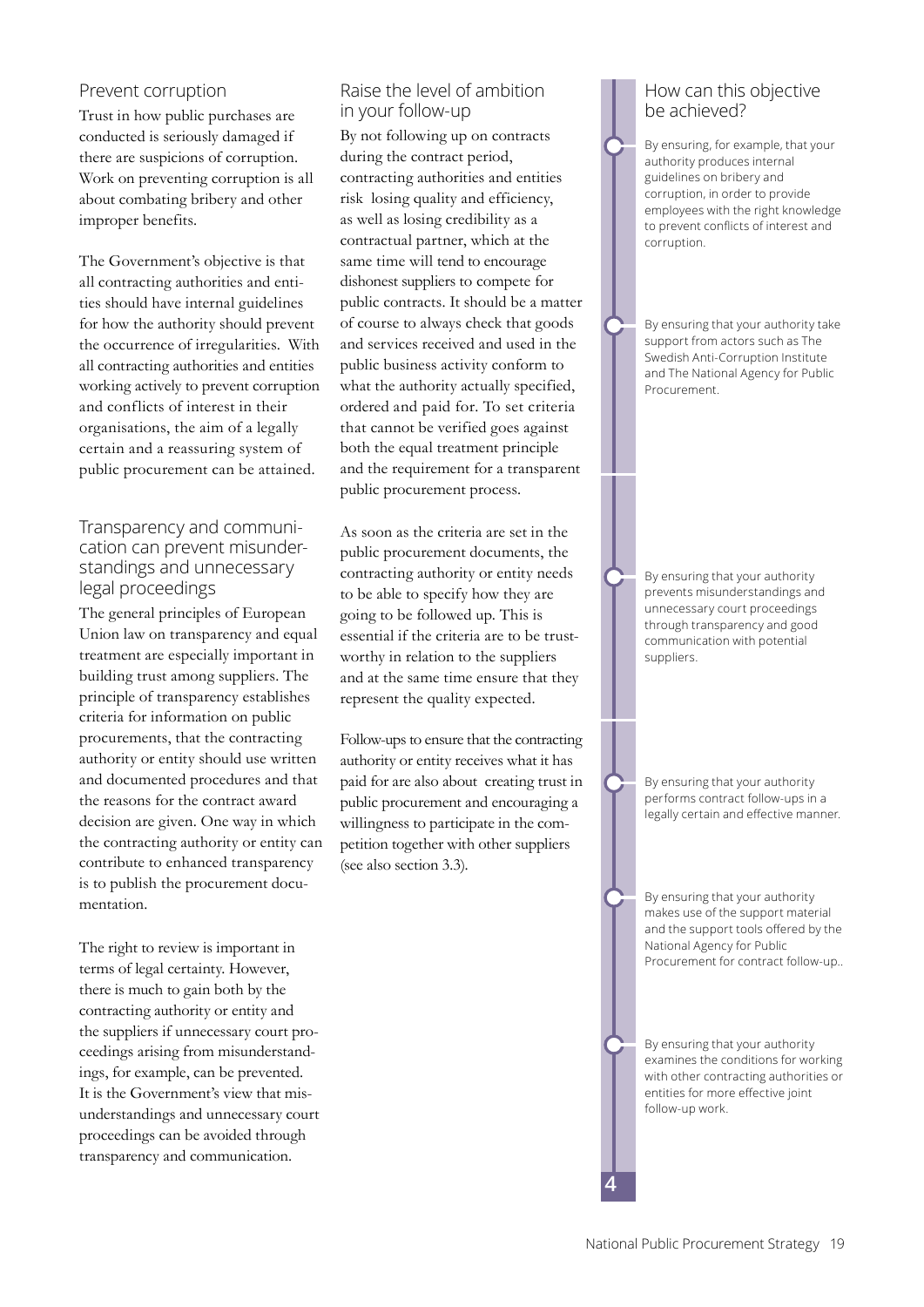## Prevent corruption

Trust in how public purchases are conducted is seriously damaged if there are suspicions of corruption. Work on preventing corruption is all about combating bribery and other improper benefits.

The Government's objective is that all contracting authorities and entities should have internal guidelines for how the authority should prevent the occurrence of irregularities. With all contracting authorities and entities working actively to prevent corruption and conflicts of interest in their organisations, the aim of a legally certain and a reassuring system of public procurement can be attained.

## Transparency and communication can prevent misunderstandings and unnecessary legal proceedings

The general principles of European Union law on transparency and equal treatment are especially important in building trust among suppliers. The principle of transparency establishes criteria for information on public procurements, that the contracting authority or entity should use written and documented procedures and that the reasons for the contract award decision are given. One way in which the contracting authority or entity can contribute to enhanced transparency is to publish the procurement documentation.

The right to review is important in terms of legal certainty. However, there is much to gain both by the contracting authority or entity and the suppliers if unnecessary court proceedings arising from misunderstandings, for example, can be prevented. It is the Government's view that misunderstandings and unnecessary court proceedings can be avoided through transparency and communication.

## Raise the level of ambition in your follow-up

By not following up on contracts during the contract period, contracting authorities and entities risk losing quality and efficiency, as well as losing credibility as a contractual partner, which at the same time will tend to encourage dishonest suppliers to compete for public contracts. It should be a matter of course to always check that goods and services received and used in the public business activity conform to what the authority actually specified, ordered and paid for. To set criteria that cannot be verified goes against both the equal treatment principle and the requirement for a transparent public procurement process.

As soon as the criteria are set in the public procurement documents, the contracting authority or entity needs to be able to specify how they are going to be followed up. This is essential if the criteria are to be trustworthy in relation to the suppliers and at the same time ensure that they represent the quality expected.

Follow-ups to ensure that the contracting authority or entity receives what it has paid for are also about creating trust in public procurement and encouraging a willingness to participate in the competition together with other suppliers (see also section 3.3).

## How can this objective be achieved?

- By ensuring, for example, that your authority produces internal guidelines on bribery and corruption, in order to provide employees with the right knowledge to prevent conflicts of interest and corruption.
- By ensuring that your authority take support from actors such as The Swedish Anti-Corruption Institute and The National Agency for Public Procurement.
- By ensuring that your authority prevents misunderstandings and unnecessary court proceedings through transparency and good communication with potential suppliers.
- By ensuring that your authority performs contract follow-ups in a legally certain and effective manner.
- By ensuring that your authority makes use of the support material and the support tools offered by the National Agency for Public Procurement for contract follow-up..
- By ensuring that your authority examines the conditions for working with other contracting authorities or entities for more effective joint follow-up work.

4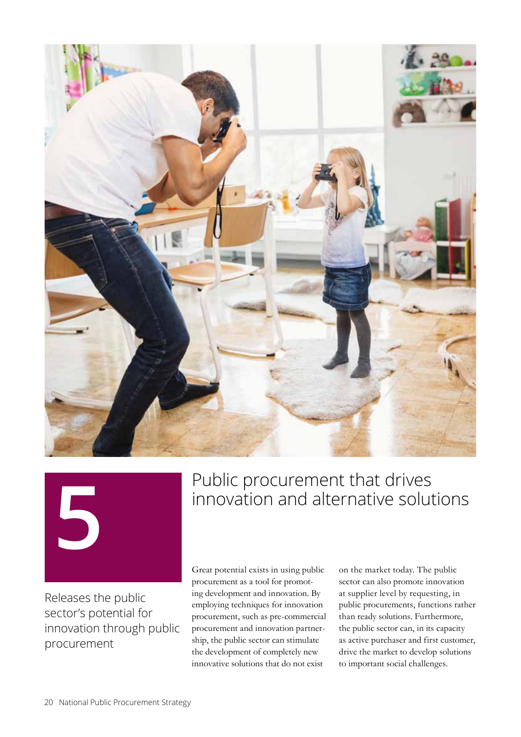# 5

## Public procurement that drives innovation and alternative solutions

Releases the public sector's potential for innovation through public procurement

Great potential exists in using public procurement as a tool for promoting development and innovation. By employing techniques for innovation procurement, such as pre-commercial procurement and innovation partnership, the public sector can stimulate the development of completely new innovative solutions that do not exist on the market today. The public sector can also promote innovation at supplier level by requesting, in public procurements, functions rather than ready solutions. Furthermore, the public sector can, in its capacity as active purchaser and first customer, drive the market to develop solutions to important social challenges.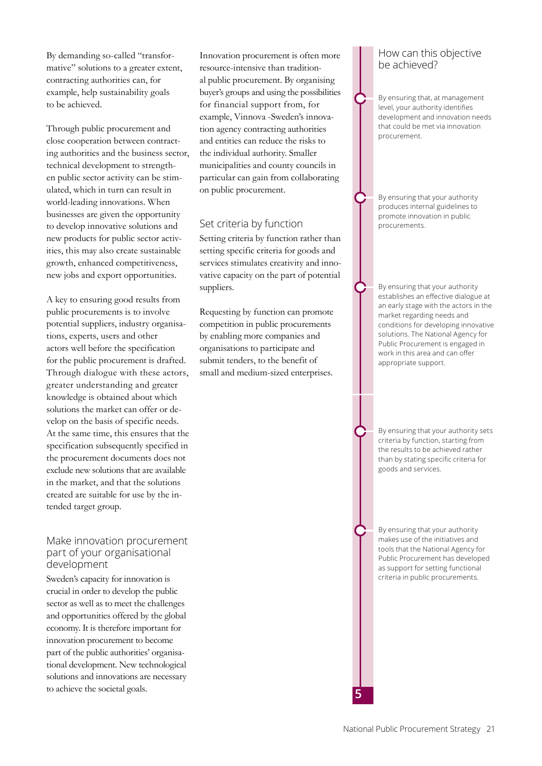By demanding so-called "transformative" solutions to a greater extent, contracting authorities can, for example, help sustainability goals to be achieved.

Through public procurement and close cooperation between contracting authorities and the business sector, technical development to strengthen public sector activity can be stimulated, which in turn can result in world-leading innovations. When businesses are given the opportunity to develop innovative solutions and new products for public sector activities, this may also create sustainable growth, enhanced competitiveness, new jobs and export opportunities.

A key to ensuring good results from public procurements is to involve potential suppliers, industry organisations, experts, users and other actors well before the specification for the public procurement is drafted. Through dialogue with these actors, greater understanding and greater knowledge is obtained about which solutions the market can offer or develop on the basis of specific needs. At the same time, this ensures that the specification subsequently specified in the procurement documents does not exclude new solutions that are available in the market, and that the solutions created are suitable for use by the intended target group.

## Make innovation procurement part of your organisational development

Sweden's capacity for innovation is crucial in order to develop the public sector as well as to meet the challenges and opportunities offered by the global economy. It is therefore important for innovation procurement to become part of the public authorities' organisational development. New technological solutions and innovations are necessary to achieve the societal goals.

Innovation procurement is often more resource-intensive than traditional public procurement. By organising buyer's groups and using the possibilities for financial support from, for example, Vinnova -Sweden's innovation agency contracting authorities and entities can reduce the risks to the individual authority. Smaller municipalities and county councils in particular can gain from collaborating on public procurement.

## Set criteria by function

Setting criteria by function rather than setting specific criteria for goods and services stimulates creativity and innovative capacity on the part of potential suppliers.

Requesting by function can promote competition in public procurements by enabling more companies and organisations to participate and submit tenders, to the benefit of small and medium-sized enterprises.

## How can this objective be achieved?

- By ensuring that, at management level, your authority identifies development and innovation needs that could be met via innovation procurement.
- By ensuring that your authority produces internal guidelines to promote innovation in public procurements.
- By ensuring that your authority establishes an effective dialogue at an early stage with the actors in the market regarding needs and conditions for developing innovative solutions. The National Agency for Public Procurement is engaged in work in this area and can offer appropriate support.
- By ensuring that your authority sets criteria by function, starting from the results to be achieved rather than by stating specific criteria for goods and services.
- By ensuring that your authority makes use of the initiatives and tools that the National Agency for Public Procurement has developed as support for setting functional criteria in public procurements.

5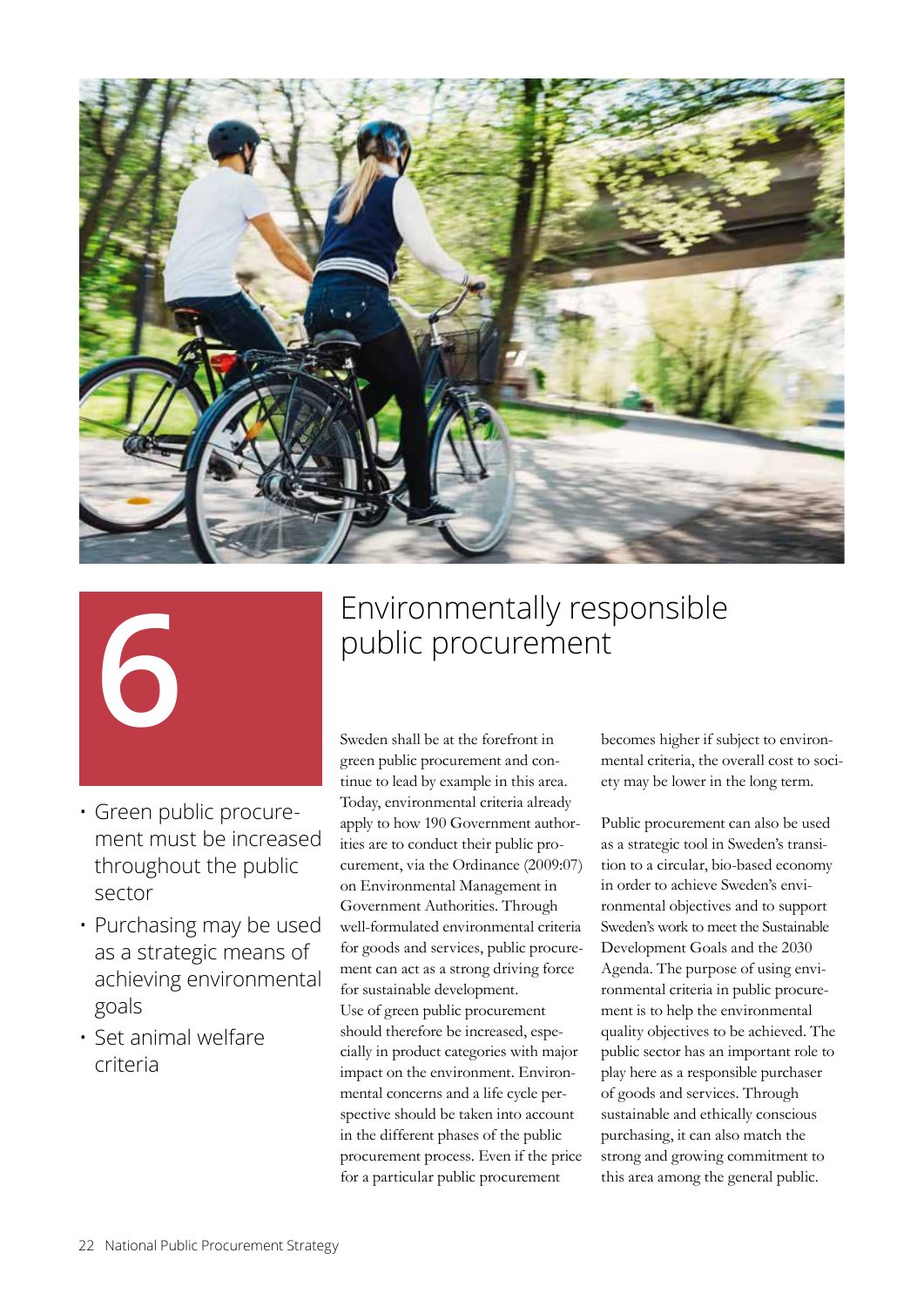# 6 Environmentally responsible public procurement

- Green public procurement must be increased throughout the public sector
- Purchasing may be used as a strategic means of achieving environmental goals
- Set animal welfare criteria

Sweden shall be at the forefront in green public procurement and continue to lead by example in this area. Today, environmental criteria already apply to how 190 Government authorities are to conduct their public procurement, via the Ordinance (2009:07) on Environmental Management in Government Authorities. Through well-formulated environmental criteria for goods and services, public procurement can act as a strong driving force for sustainable development.

Use of green public procurement should therefore be increased, especially in product categories with major impact on the environment. Environmental concerns and a life cycle perspective should be taken into account in the different phases of the public procurement process. Even if the price for a particular public procurement becomes higher if subject to environmental criteria, the overall cost to society may be lower in the long term.

Public procurement can also be used as a strategic tool in Sweden's transition to a circular, bio-based economy in order to achieve Sweden's environmental objectives and to support Sweden's work to meet the Sustainable Development Goals and the 2030 Agenda. The purpose of using environmental criteria in public procurement is to help the environmental quality objectives to be achieved. The public sector has an important role to play here as a responsible purchaser of goods and services. Through sustainable and ethically conscious purchasing, it can also match the strong and growing commitment to this area among the general public.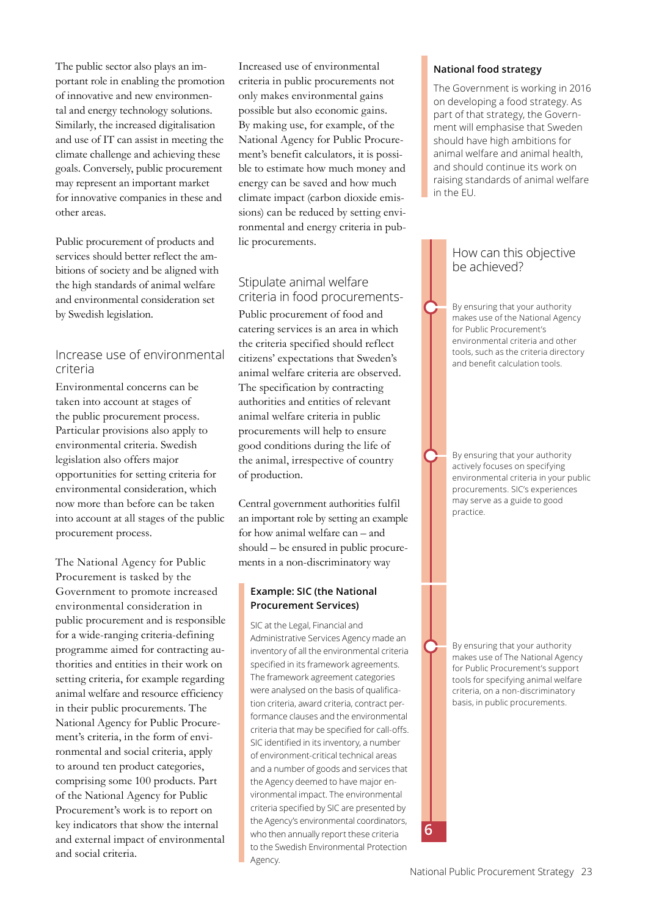The public sector also plays an important role in enabling the promotion of innovative and new environmental and energy technology solutions. Similarly, the increased digitalisation and use of IT can assist in meeting the climate challenge and achieving these goals. Conversely, public procurement may represent an important market for innovative companies in these and other areas.

Public procurement of products and services should better reflect the ambitions of society and be aligned with the high standards of animal welfare and environmental consideration set by Swedish legislation.

## Increase use of environmental criteria

Environmental concerns can be taken into account at stages of the public procurement process. Particular provisions also apply to environmental criteria. Swedish legislation also offers major opportunities for setting criteria for environmental consideration, which now more than before can be taken into account at all stages of the public procurement process.

The National Agency for Public Procurement is tasked by the Government to promote increased environmental consideration in public procurement and is responsible for a wide-ranging criteria-defining programme aimed for contracting authorities and entities in their work on setting criteria, for example regarding animal welfare and resource efficiency in their public procurements. The National Agency for Public Procurement's criteria, in the form of environmental and social criteria, apply to around ten product categories, comprising some 100 products. Part of the National Agency for Public Procurement's work is to report on key indicators that show the internal and external impact of environmental and social criteria.

Increased use of environmental criteria in public procurements not only makes environmental gains possible but also economic gains. By making use, for example, of the National Agency for Public Procurement's benefit calculators, it is possible to estimate how much money and energy can be saved and how much climate impact (carbon dioxide emissions) can be reduced by setting environmental and energy criteria in public procurements.

## Stipulate animal welfare criteria in food procurements-

Public procurement of food and catering services is an area in which the criteria specified should reflect citizens' expectations that Sweden's animal welfare criteria are observed. The specification by contracting authorities and entities of relevant animal welfare criteria in public procurements will help to ensure good conditions during the life of the animal, irrespective of country of production.

Central government authorities fulfil an important role by setting an example for how animal welfare can – and should – be ensured in public procurements in a non-discriminatory way

**Example: SIC (the National Procurement Services)**

SIC at the Legal, Financial and Administrative Services Agency made an inventory of all the environmental criteria specified in its framework agreements. The framework agreement categories were analysed on the basis of qualification criteria, award criteria, contract performance clauses and the environmental criteria that may be specified for call-offs. SIC identified in its inventory, a number of environment-critical technical areas and a number of goods and services that the Agency deemed to have major environmental impact. The environmental criteria specified by SIC are presented by the Agency's environmental coordinators, who then annually report these criteria to the Swedish Environmental Protection Agency.

**National food strategy**

The Government is working in 2016 on developing a food strategy. As part of that strategy, the Government will emphasise that Sweden should have high ambitions for animal welfare and animal health, and should continue its work on raising standards of animal welfare in the EU.

### How can this objective be achieved?

- By ensuring that your authority makes use of the National Agency for Public Procurement's environmental criteria and other tools, such as the criteria directory and benefit calculation tools.
- By ensuring that your authority actively focuses on specifying environmental criteria in your public procurements. SIC's experiences may serve as a guide to good practice.
- By ensuring that your authority makes use of The National Agency for Public Procurement's support tools for specifying animal welfare criteria, on a non-discriminatory basis, in public procurements.

6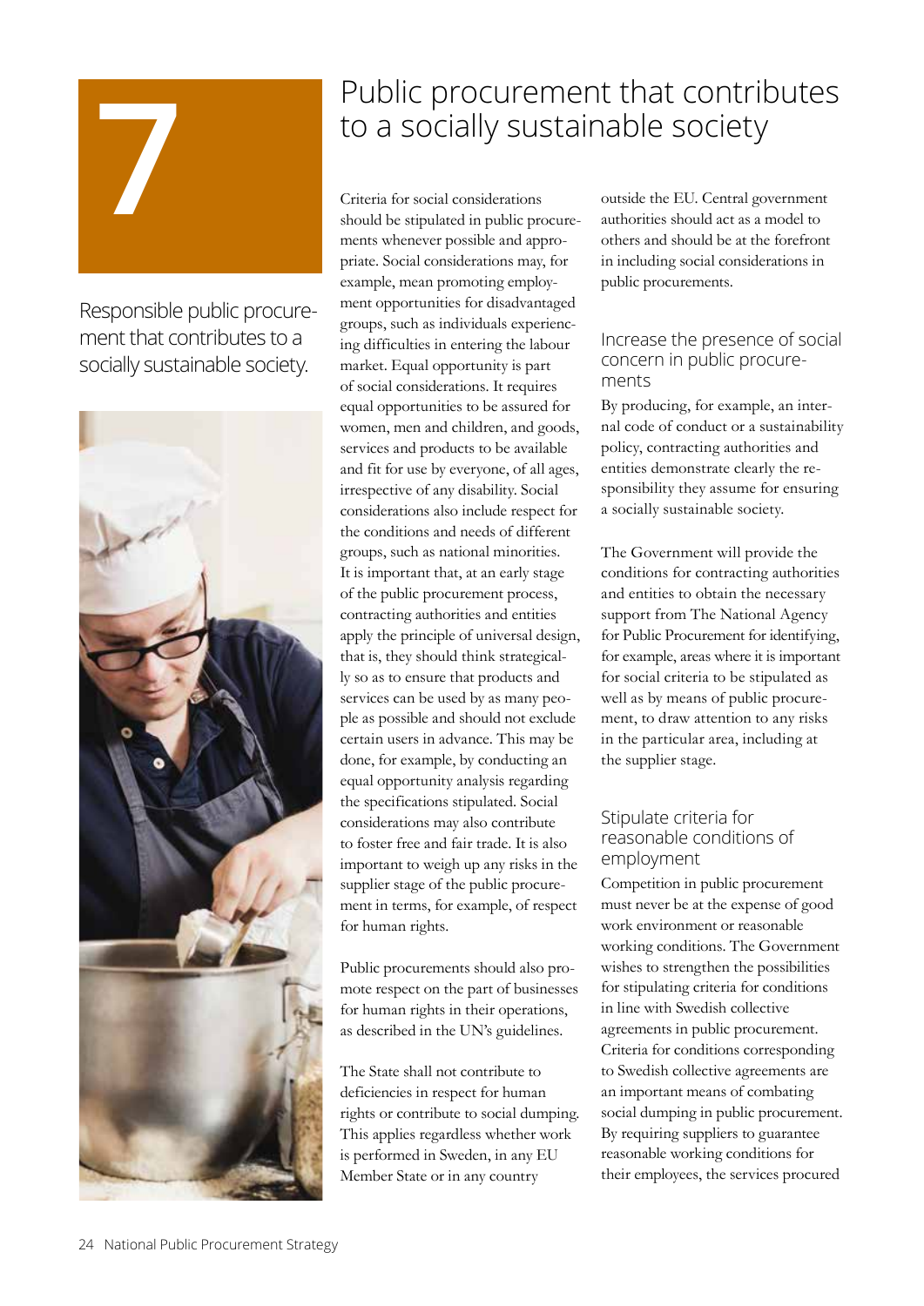# 7

Responsible public procurement that contributes to a socially sustainable society.

## Public procurement that contributes to a socially sustainable society

Criteria for social considerations should be stipulated in public procurements whenever possible and appropriate. Social considerations may, for example, mean promoting employment opportunities for disadvantaged groups, such as individuals experiencing difficulties in entering the labour market. Equal opportunity is part of social considerations. It requires equal opportunities to be assured for women, men and children, and goods, services and products to be available and fit for use by everyone, of all ages, irrespective of any disability. Social considerations also include respect for the conditions and needs of different groups, such as national minorities. It is important that, at an early stage of the public procurement process, contracting authorities and entities apply the principle of universal design, that is, they should think strategically so as to ensure that products and services can be used by as many people as possible and should not exclude certain users in advance. This may be done, for example, by conducting an equal opportunity analysis regarding the specifications stipulated. Social considerations may also contribute to foster free and fair trade. It is also important to weigh up any risks in the supplier stage of the public procurement in terms, for example, of respect for human rights.

Public procurements should also promote respect on the part of businesses for human rights in their operations, as described in the UN's guidelines.

The State shall not contribute to deficiencies in respect for human rights or contribute to social dumping. This applies regardless whether work is performed in Sweden, in any EU Member State or in any country outside the EU. Central government authorities should act as a model to others and should be at the forefront in including social considerations in public procurements.

### Increase the presence of social concern in public procurements

By producing, for example, an internal code of conduct or a sustainability policy, contracting authorities and entities demonstrate clearly the responsibility they assume for ensuring a socially sustainable society.

The Government will provide the conditions for contracting authorities and entities to obtain the necessary support from The National Agency for Public Procurement for identifying, for example, areas where it is important for social criteria to be stipulated as well as by means of public procurement, to draw attention to any risks in the particular area, including at the supplier stage.

### Stipulate criteria for reasonable conditions of employment

Competition in public procurement must never be at the expense of good work environment or reasonable working conditions. The Government wishes to strengthen the possibilities for stipulating criteria for conditions in line with Swedish collective agreements in public procurement. Criteria for conditions corresponding to Swedish collective agreements are an important means of combating social dumping in public procurement. By requiring suppliers to guarantee reasonable working conditions for their employees, the services procured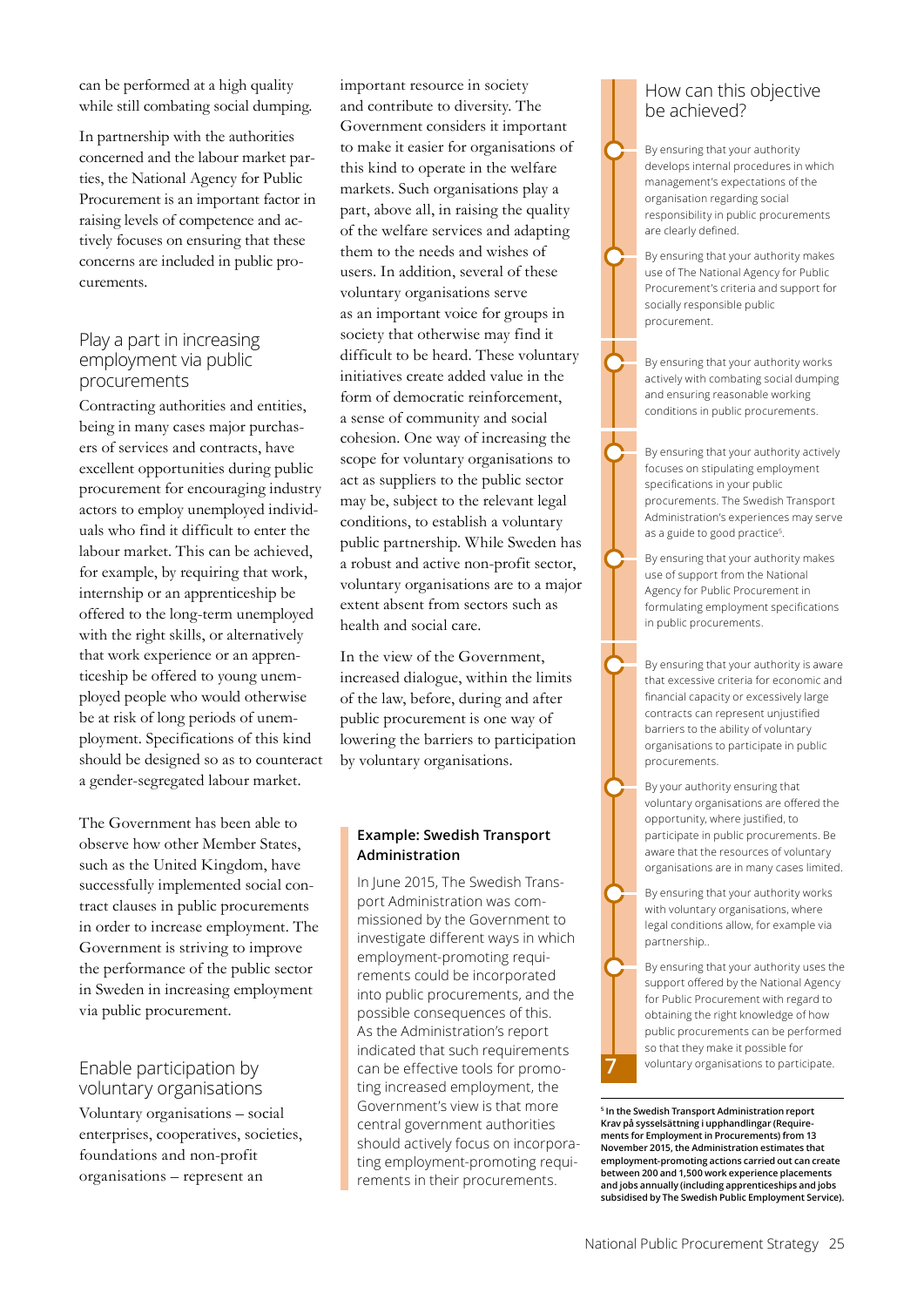can be performed at a high quality while still combating social dumping.

In partnership with the authorities concerned and the labour market parties, the National Agency for Public Procurement is an important factor in raising levels of competence and actively focuses on ensuring that these concerns are included in public procurements.

## Play a part in increasing employment via public procurements

Contracting authorities and entities, being in many cases major purchasers of services and contracts, have excellent opportunities during public procurement for encouraging industry actors to employ unemployed individuals who find it difficult to enter the labour market. This can be achieved, for example, by requiring that work, internship or an apprenticeship be offered to the long-term unemployed with the right skills, or alternatively that work experience or an apprenticeship be offered to young unemployed people who would otherwise be at risk of long periods of unemployment. Specifications of this kind should be designed so as to counteract a gender-segregated labour market.

The Government has been able to observe how other Member States, such as the United Kingdom, have successfully implemented social contract clauses in public procurements in order to increase employment. The Government is striving to improve the performance of the public sector in Sweden in increasing employment via public procurement.

## Enable participation by voluntary organisations

Voluntary organisations – social enterprises, cooperatives, societies, foundations and non-profit organisations – represent an important resource in society and contribute to diversity. The Government considers it important to make it easier for organisations of this kind to operate in the welfare markets. Such organisations play a part, above all, in raising the quality of the welfare services and adapting them to the needs and wishes of users. In addition, several of these voluntary organisations serve as an important voice for groups in society that otherwise may find it difficult to be heard. These voluntary initiatives create added value in the form of democratic reinforcement, a sense of community and social cohesion. One way of increasing the scope for voluntary organisations to act as suppliers to the public sector may be, subject to the relevant legal conditions, to establish a voluntary public partnership. While Sweden has a robust and active non-profit sector, voluntary organisations are to a major extent absent from sectors such as health and social care.

In the view of the Government, increased dialogue, within the limits of the law, before, during and after public procurement is one way of lowering the barriers to participation by voluntary organisations.

**Example: Swedish Transport Administration**

In June 2015, The Swedish Transport Administration was commissioned by the Government to investigate different ways in which employment-promoting requirements could be incorporated into public procurements, and the possible consequences of this. As the Administration's report indicated that such requirements can be effective tools for promoting increased employment, the Government's view is that more central government authorities should actively focus on incorporating employment-promoting requirements in their procurements.

## How can this objective be achieved?

- By ensuring that your authority develops internal procedures in which management's expectations of the organisation regarding social responsibility in public procurements are clearly defined.
- By ensuring that your authority makes use of The National Agency for Public Procurement's criteria and support for socially responsible public procurement.
- By ensuring that your authority works actively with combating social dumping and ensuring reasonable working conditions in public procurements.
- By ensuring that your authority actively focuses on stipulating employment specifications in your public procurements. The Swedish Transport Administration's experiences may serve as a guide to good practice[5].
- By ensuring that your authority makes use of support from the National Agency for Public Procurement in formulating employment specifications in public procurements.
- By ensuring that your authority is aware that excessive criteria for economic and financial capacity or excessively large contracts can represent unjustified barriers to the ability of voluntary organisations to participate in public procurements.
- By your authority ensuring that voluntary organisations are offered the opportunity, where justified, to participate in public procurements. Be aware that the resources of voluntary organisations are in many cases limited.
- By ensuring that your authority works with voluntary organisations, where legal conditions allow, for example via partnership..
- By ensuring that your authority uses the support offered by the National Agency for Public Procurement with regard to obtaining the right knowledge of how public procurements can be performed so that they make it possible for voluntary organisations to participate.

7

**[5] In the Swedish Transport Administration report Krav på sysselsättning i upphandlingar (Requirements for Employment in Procurements) from 13 November 2015, the Administration estimates that employment-promoting actions carried out can create between 200 and 1,500 work experience placements and jobs annually (including apprenticeships and jobs subsidised by The Swedish Public Employment Service).**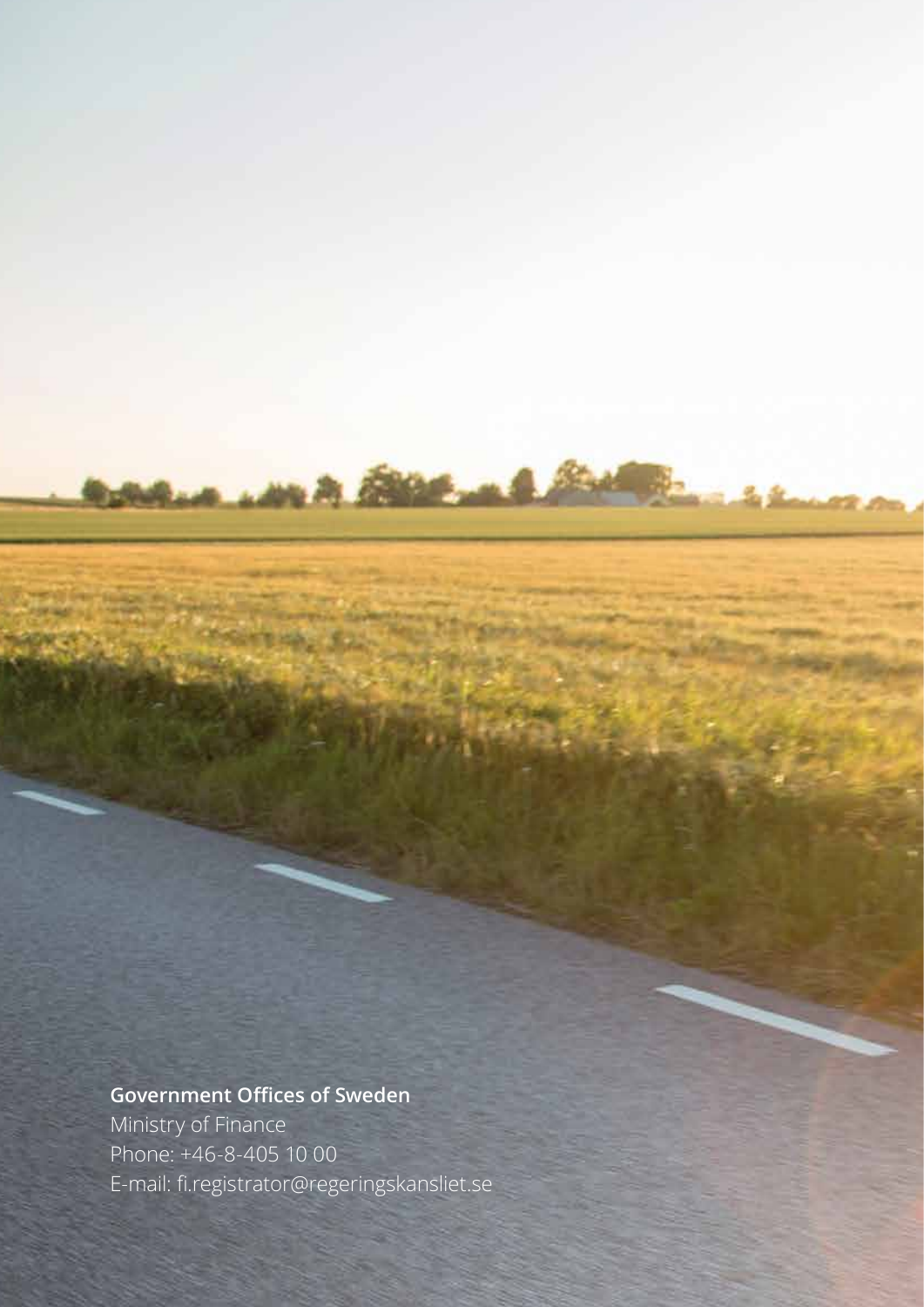**Government Offices of Sweden**
Ministry of Finance
Phone: +46-8-405 10 00
E-mail: fi.registrator@regeringskansliet.se